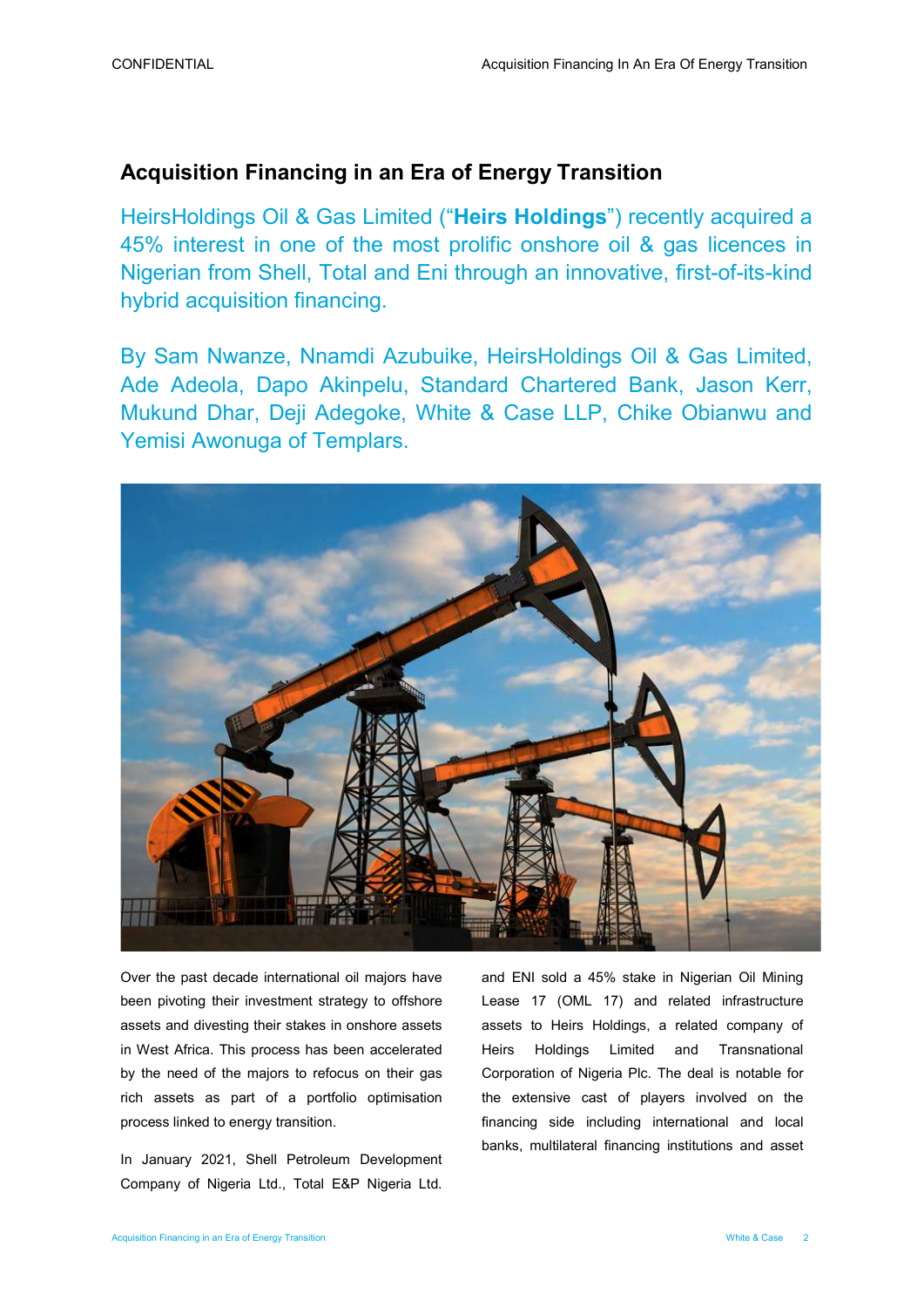# Acquisition Financing in an Era of Energy Transition

HeirsHoldings Oil & Gas Limited ("**Heirs Holdings**") recently acquired a 45% interest in one of the most prolific onshore oil & gas licences in Nigerian from Shell, Total and Eni through an innovative, first-of-its-kind hybrid acquisition financing.

By Sam Nwanze, Nnamdi Azubuike, HeirsHoldings Oil & Gas Limited, Ade Adeola, Dapo Akinpelu, Standard Chartered Bank, Jason Kerr, Mukund Dhar, Deji Adegoke, White & Case LLP, Chike Obianwu and Yemisi Awonuga of Templars.

Over the past decade international oil majors have been pivoting their investment strategy to offshore assets and divesting their stakes in onshore assets in West Africa. This process has been accelerated by the need of the majors to refocus on their gas rich assets as part of a portfolio optimisation process linked to energy transition.

In January 2021, Shell Petroleum Development Company of Nigeria Ltd., Total E&P Nigeria Ltd. and ENI sold a 45% stake in Nigerian Oil Mining Lease 17 (OML 17) and related infrastructure assets to Heirs Holdings, a related company of Heirs Holdings Limited and Transnational Corporation of Nigeria Plc. The deal is notable for the extensive cast of players involved on the financing side including international and local banks, multilateral financing institutions and asset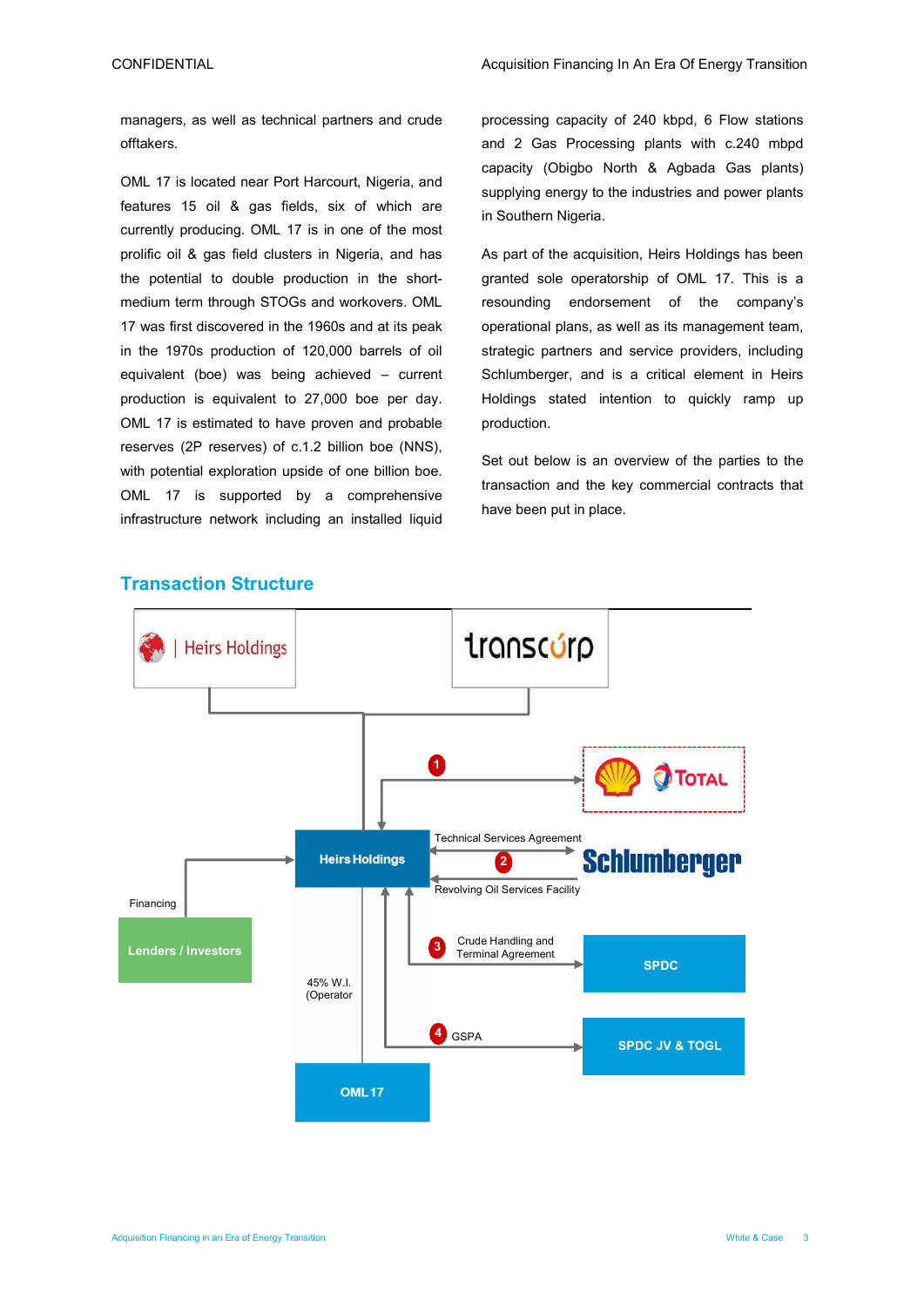managers, as well as technical partners and crude offtakers.

OML 17 is located near Port Harcourt, Nigeria, and features 15 oil & gas fields, six of which are currently producing. OML 17 is in one of the most prolific oil & gas field clusters in Nigeria, and has the potential to double production in the short-medium term through STOGs and workovers. OML 17 was first discovered in the 1960s and at its peak in the 1970s production of 120,000 barrels of oil equivalent (boe) was being achieved – current production is equivalent to 27,000 boe per day. OML 17 is estimated to have proven and probable reserves (2P reserves) of c.1.2 billion boe (NNS), with potential exploration upside of one billion boe. OML 17 is supported by a comprehensive infrastructure network including an installed liquid processing capacity of 240 kbpd, 6 Flow stations and 2 Gas Processing plants with c.240 mbpd capacity (Obigbo North & Agbada Gas plants) supplying energy to the industries and power plants in Southern Nigeria.

As part of the acquisition, Heirs Holdings has been granted sole operatorship of OML 17. This is a resounding endorsement of the company's operational plans, as well as its management team, strategic partners and service providers, including Schlumberger, and is a critical element in Heirs Holdings stated intention to quickly ramp up production.

Set out below is an overview of the parties to the transaction and the key commercial contracts that have been put in place.

## Transaction Structure

Heirs Holdings | transcorp

1 Shell / Total

Heirs Holdings

Technical Services Agreement

2

Revolving Oil Services Facility

Schlumberger

Financing

Lenders / Investors

3 Crude Handling and Terminal Agreement

SPDC

45% W.I. (Operator

4 GSPA

SPDC JV & TOGL

OML 17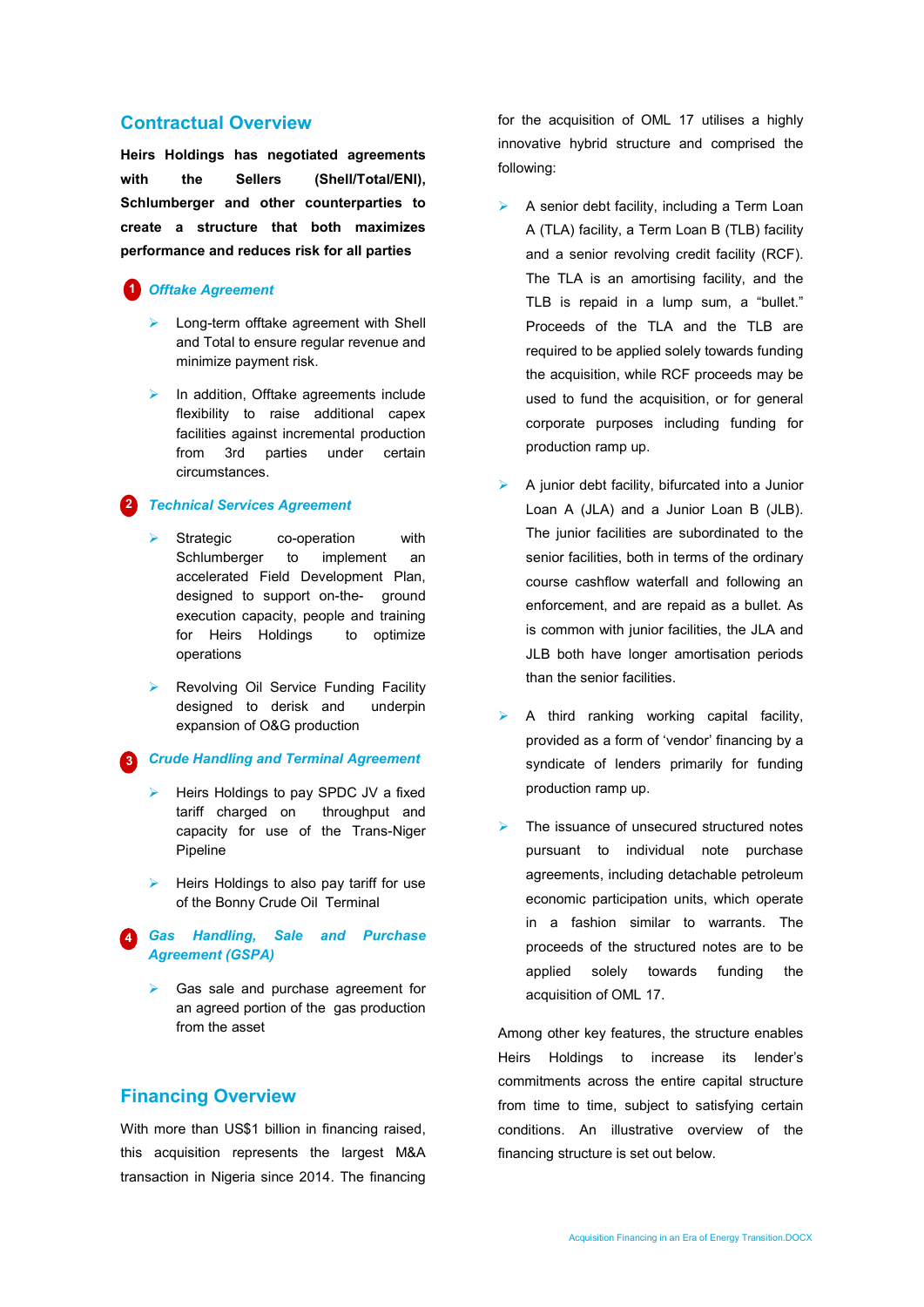## Contractual Overview

**Heirs Holdings has negotiated agreements with the Sellers (Shell/Total/ENI), Schlumberger and other counterparties to create a structure that both maximizes performance and reduces risk for all parties**

### 1 *Offtake Agreement*

- Long-term offtake agreement with Shell and Total to ensure regular revenue and minimize payment risk.
- In addition, Offtake agreements include flexibility to raise additional capex facilities against incremental production from 3rd parties under certain circumstances.

### 2 *Technical Services Agreement*

- Strategic co-operation with Schlumberger to implement an accelerated Field Development Plan, designed to support on-the- ground execution capacity, people and training for Heirs Holdings to optimize operations
- Revolving Oil Service Funding Facility designed to derisk and underpin expansion of O&G production

### 3 *Crude Handling and Terminal Agreement*

- Heirs Holdings to pay SPDC JV a fixed tariff charged on throughput and capacity for use of the Trans-Niger Pipeline
- Heirs Holdings to also pay tariff for use of the Bonny Crude Oil Terminal

### 4 *Gas Handling, Sale and Purchase Agreement (GSPA)*

- Gas sale and purchase agreement for an agreed portion of the gas production from the asset

## Financing Overview

With more than US$1 billion in financing raised, this acquisition represents the largest M&A transaction in Nigeria since 2014. The financing for the acquisition of OML 17 utilises a highly innovative hybrid structure and comprised the following:

- A senior debt facility, including a Term Loan A (TLA) facility, a Term Loan B (TLB) facility and a senior revolving credit facility (RCF). The TLA is an amortising facility, and the TLB is repaid in a lump sum, a "bullet." Proceeds of the TLA and the TLB are required to be applied solely towards funding the acquisition, while RCF proceeds may be used to fund the acquisition, or for general corporate purposes including funding for production ramp up.
- A junior debt facility, bifurcated into a Junior Loan A (JLA) and a Junior Loan B (JLB). The junior facilities are subordinated to the senior facilities, both in terms of the ordinary course cashflow waterfall and following an enforcement, and are repaid as a bullet. As is common with junior facilities, the JLA and JLB both have longer amortisation periods than the senior facilities.
- A third ranking working capital facility, provided as a form of 'vendor' financing by a syndicate of lenders primarily for funding production ramp up.
- The issuance of unsecured structured notes pursuant to individual note purchase agreements, including detachable petroleum economic participation units, which operate in a fashion similar to warrants. The proceeds of the structured notes are to be applied solely towards funding the acquisition of OML 17.

Among other key features, the structure enables Heirs Holdings to increase its lender's commitments across the entire capital structure from time to time, subject to satisfying certain conditions. An illustrative overview of the financing structure is set out below.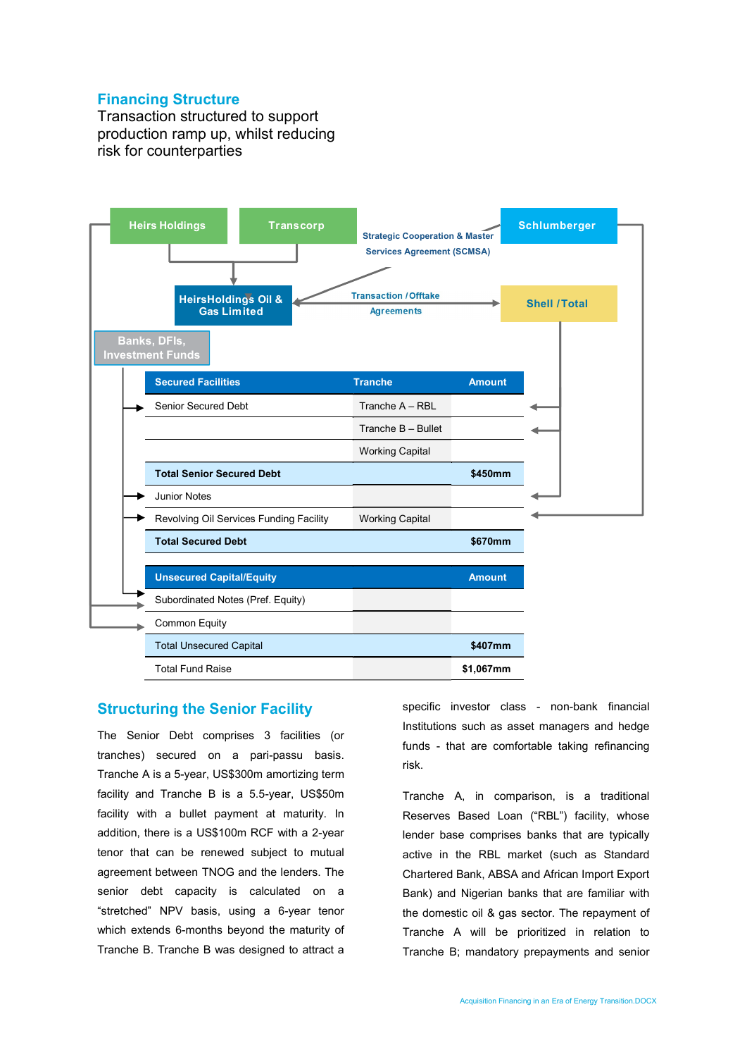## Financing Structure

Transaction structured to support production ramp up, whilst reducing risk for counterparties

Heirs Holdings | Transcorp | Schlumberger

HeirsHoldings Oil & Gas Limited

Strategic Cooperation & Master Services Agreement (SCMSA)

Transaction / Offtake Agreements

Shell / Total

Banks, DFIs, Investment Funds

| Secured Facilities | Tranche | Amount |
|---|---|---|
| Senior Secured Debt | Tranche A – RBL | |
| | Tranche B – Bullet | |
| | Working Capital | |
| **Total Senior Secured Debt** | | **$450mm** |
| Junior Notes | | |
| Revolving Oil Services Funding Facility | Working Capital | |
| **Total Secured Debt** | | **$670mm** |

| Unsecured Capital/Equity | | Amount |
|---|---|---|
| Subordinated Notes (Pref. Equity) | | |
| Common Equity | | |
| Total Unsecured Capital | | **$407mm** |
| Total Fund Raise | | **$1,067mm** |

## Structuring the Senior Facility

The Senior Debt comprises 3 facilities (or tranches) secured on a pari-passu basis. Tranche A is a 5-year, US$300m amortizing term facility and Tranche B is a 5.5-year, US$50m facility with a bullet payment at maturity. In addition, there is a US$100m RCF with a 2-year tenor that can be renewed subject to mutual agreement between TNOG and the lenders. The senior debt capacity is calculated on a "stretched" NPV basis, using a 6-year tenor which extends 6-months beyond the maturity of Tranche B. Tranche B was designed to attract a specific investor class - non-bank financial Institutions such as asset managers and hedge funds - that are comfortable taking refinancing risk.

Tranche A, in comparison, is a traditional Reserves Based Loan ("RBL") facility, whose lender base comprises banks that are typically active in the RBL market (such as Standard Chartered Bank, ABSA and African Import Export Bank) and Nigerian banks that are familiar with the domestic oil & gas sector. The repayment of Tranche A will be prioritized in relation to Tranche B; mandatory prepayments and senior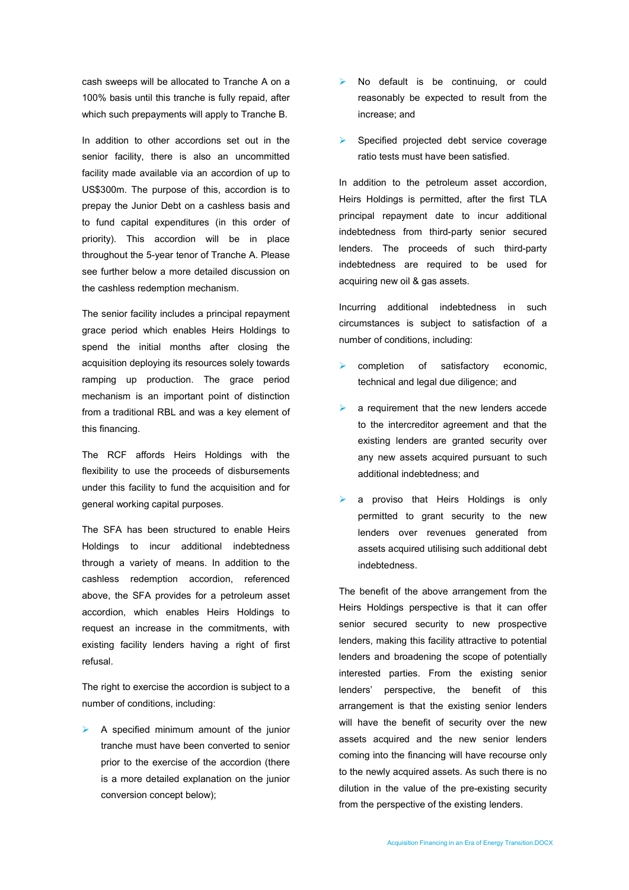cash sweeps will be allocated to Tranche A on a 100% basis until this tranche is fully repaid, after which such prepayments will apply to Tranche B.

In addition to other accordions set out in the senior facility, there is also an uncommitted facility made available via an accordion of up to US$300m. The purpose of this, accordion is to prepay the Junior Debt on a cashless basis and to fund capital expenditures (in this order of priority). This accordion will be in place throughout the 5-year tenor of Tranche A. Please see further below a more detailed discussion on the cashless redemption mechanism.

The senior facility includes a principal repayment grace period which enables Heirs Holdings to spend the initial months after closing the acquisition deploying its resources solely towards ramping up production. The grace period mechanism is an important point of distinction from a traditional RBL and was a key element of this financing.

The RCF affords Heirs Holdings with the flexibility to use the proceeds of disbursements under this facility to fund the acquisition and for general working capital purposes.

The SFA has been structured to enable Heirs Holdings to incur additional indebtedness through a variety of means. In addition to the cashless redemption accordion, referenced above, the SFA provides for a petroleum asset accordion, which enables Heirs Holdings to request an increase in the commitments, with existing facility lenders having a right of first refusal.

The right to exercise the accordion is subject to a number of conditions, including:

- A specified minimum amount of the junior tranche must have been converted to senior prior to the exercise of the accordion (there is a more detailed explanation on the junior conversion concept below);
- No default is be continuing, or could reasonably be expected to result from the increase; and
- Specified projected debt service coverage ratio tests must have been satisfied.

In addition to the petroleum asset accordion, Heirs Holdings is permitted, after the first TLA principal repayment date to incur additional indebtedness from third-party senior secured lenders. The proceeds of such third-party indebtedness are required to be used for acquiring new oil & gas assets.

Incurring additional indebtedness in such circumstances is subject to satisfaction of a number of conditions, including:

- completion of satisfactory economic, technical and legal due diligence; and
- a requirement that the new lenders accede to the intercreditor agreement and that the existing lenders are granted security over any new assets acquired pursuant to such additional indebtedness; and
- a proviso that Heirs Holdings is only permitted to grant security to the new lenders over revenues generated from assets acquired utilising such additional debt indebtedness.

The benefit of the above arrangement from the Heirs Holdings perspective is that it can offer senior secured security to new prospective lenders, making this facility attractive to potential lenders and broadening the scope of potentially interested parties. From the existing senior lenders' perspective, the benefit of this arrangement is that the existing senior lenders will have the benefit of security over the new assets acquired and the new senior lenders coming into the financing will have recourse only to the newly acquired assets. As such there is no dilution in the value of the pre-existing security from the perspective of the existing lenders.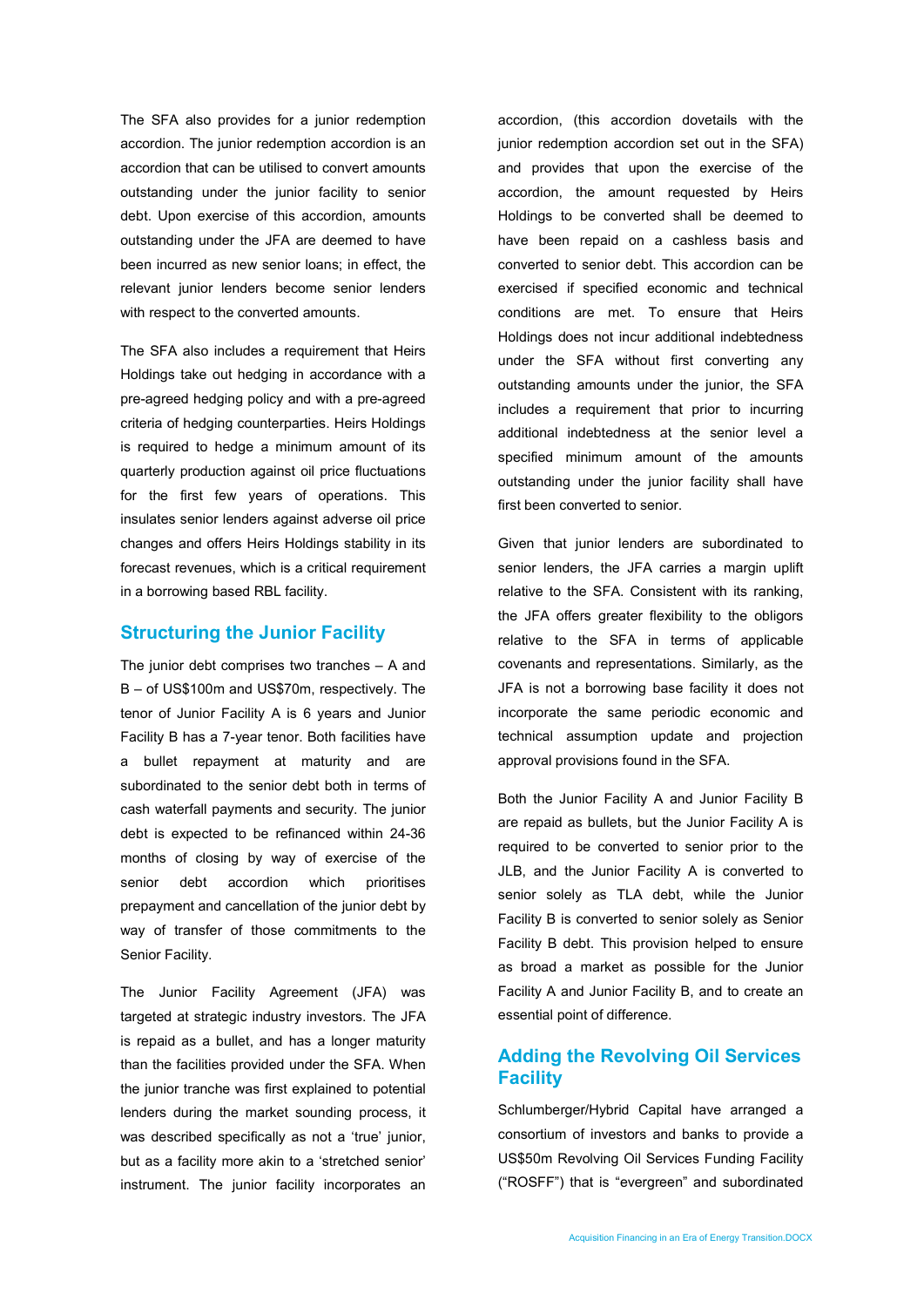The SFA also provides for a junior redemption accordion. The junior redemption accordion is an accordion that can be utilised to convert amounts outstanding under the junior facility to senior debt. Upon exercise of this accordion, amounts outstanding under the JFA are deemed to have been incurred as new senior loans; in effect, the relevant junior lenders become senior lenders with respect to the converted amounts.

The SFA also includes a requirement that Heirs Holdings take out hedging in accordance with a pre-agreed hedging policy and with a pre-agreed criteria of hedging counterparties. Heirs Holdings is required to hedge a minimum amount of its quarterly production against oil price fluctuations for the first few years of operations. This insulates senior lenders against adverse oil price changes and offers Heirs Holdings stability in its forecast revenues, which is a critical requirement in a borrowing based RBL facility.

## Structuring the Junior Facility

The junior debt comprises two tranches – A and B – of US$100m and US$70m, respectively. The tenor of Junior Facility A is 6 years and Junior Facility B has a 7-year tenor. Both facilities have a bullet repayment at maturity and are subordinated to the senior debt both in terms of cash waterfall payments and security. The junior debt is expected to be refinanced within 24-36 months of closing by way of exercise of the senior debt accordion which prioritises prepayment and cancellation of the junior debt by way of transfer of those commitments to the Senior Facility.

The Junior Facility Agreement (JFA) was targeted at strategic industry investors. The JFA is repaid as a bullet, and has a longer maturity than the facilities provided under the SFA. When the junior tranche was first explained to potential lenders during the market sounding process, it was described specifically as not a 'true' junior, but as a facility more akin to a 'stretched senior' instrument. The junior facility incorporates an accordion, (this accordion dovetails with the junior redemption accordion set out in the SFA) and provides that upon the exercise of the accordion, the amount requested by Heirs Holdings to be converted shall be deemed to have been repaid on a cashless basis and converted to senior debt. This accordion can be exercised if specified economic and technical conditions are met. To ensure that Heirs Holdings does not incur additional indebtedness under the SFA without first converting any outstanding amounts under the junior, the SFA includes a requirement that prior to incurring additional indebtedness at the senior level a specified minimum amount of the amounts outstanding under the junior facility shall have first been converted to senior.

Given that junior lenders are subordinated to senior lenders, the JFA carries a margin uplift relative to the SFA. Consistent with its ranking, the JFA offers greater flexibility to the obligors relative to the SFA in terms of applicable covenants and representations. Similarly, as the JFA is not a borrowing base facility it does not incorporate the same periodic economic and technical assumption update and projection approval provisions found in the SFA.

Both the Junior Facility A and Junior Facility B are repaid as bullets, but the Junior Facility A is required to be converted to senior prior to the JLB, and the Junior Facility A is converted to senior solely as TLA debt, while the Junior Facility B is converted to senior solely as Senior Facility B debt. This provision helped to ensure as broad a market as possible for the Junior Facility A and Junior Facility B, and to create an essential point of difference.

## Adding the Revolving Oil Services Facility

Schlumberger/Hybrid Capital have arranged a consortium of investors and banks to provide a US$50m Revolving Oil Services Funding Facility ("ROSFF") that is "evergreen" and subordinated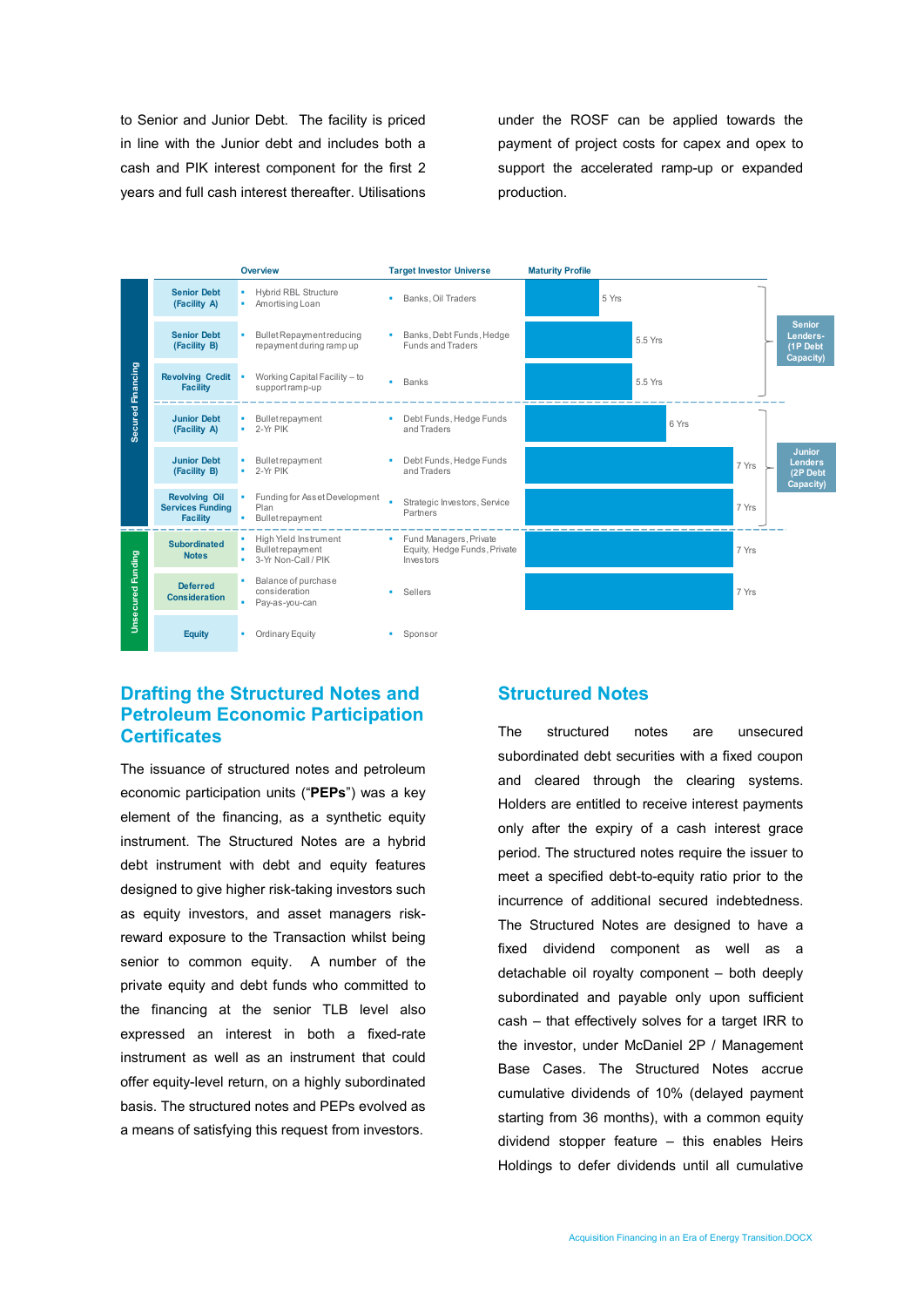to Senior and Junior Debt. The facility is priced in line with the Junior debt and includes both a cash and PIK interest component for the first 2 years and full cash interest thereafter. Utilisations under the ROSF can be applied towards the payment of project costs for capex and opex to support the accelerated ramp-up or expanded production.

| | Facility | Overview | Target Investor Universe | Maturity Profile | |
|---|---|---|---|---|---|
| Secured Financing | Senior Debt (Facility A) | • Hybrid RBL Structure<br>• Amortising Loan | • Banks, Oil Traders | 5 Yrs | Senior Lenders- (1P Debt Capacity) |
| | Senior Debt (Facility B) | • Bullet Repayment reducing repayment during ramp up | • Banks, Debt Funds, Hedge Funds and Traders | 5.5 Yrs | |
| | Revolving Credit Facility | • Working Capital Facility – to support ramp-up | • Banks | 5.5 Yrs | |
| | Junior Debt (Facility A) | • Bullet repayment<br>• 2-Yr PIK | • Debt Funds, Hedge Funds and Traders | 6 Yrs | Junior Lenders (2P Debt Capacity) |
| | Junior Debt (Facility B) | • Bullet repayment<br>• 2-Yr PIK | • Debt Funds, Hedge Funds and Traders | 7 Yrs | |
| | Revolving Oil Services Funding Facility | • Funding for Asset Development Plan<br>• Bullet repayment | • Strategic Investors, Service Partners | 7 Yrs | |
| Unsecured Funding | Subordinated Notes | • High Yield Instrument<br>• Bullet repayment<br>• 3-Yr Non-Call / PIK | • Fund Managers, Private Equity, Hedge Funds, Private Investors | 7 Yrs | |
| | Deferred Consideration | • Balance of purchase consideration<br>• Pay-as-you-can | • Sellers | 7 Yrs | |
| | Equity | • Ordinary Equity | • Sponsor | | |

## Drafting the Structured Notes and Petroleum Economic Participation Certificates

The issuance of structured notes and petroleum economic participation units ("**PEPs**") was a key element of the financing, as a synthetic equity instrument. The Structured Notes are a hybrid debt instrument with debt and equity features designed to give higher risk-taking investors such as equity investors, and asset managers risk-reward exposure to the Transaction whilst being senior to common equity. A number of the private equity and debt funds who committed to the financing at the senior TLB level also expressed an interest in both a fixed-rate instrument as well as an instrument that could offer equity-level return, on a highly subordinated basis. The structured notes and PEPs evolved as a means of satisfying this request from investors.

## Structured Notes

The structured notes are unsecured subordinated debt securities with a fixed coupon and cleared through the clearing systems. Holders are entitled to receive interest payments only after the expiry of a cash interest grace period. The structured notes require the issuer to meet a specified debt-to-equity ratio prior to the incurrence of additional secured indebtedness. The Structured Notes are designed to have a fixed dividend component as well as a detachable oil royalty component – both deeply subordinated and payable only upon sufficient cash – that effectively solves for a target IRR to the investor, under McDaniel 2P / Management Base Cases. The Structured Notes accrue cumulative dividends of 10% (delayed payment starting from 36 months), with a common equity dividend stopper feature – this enables Heirs Holdings to defer dividends until all cumulative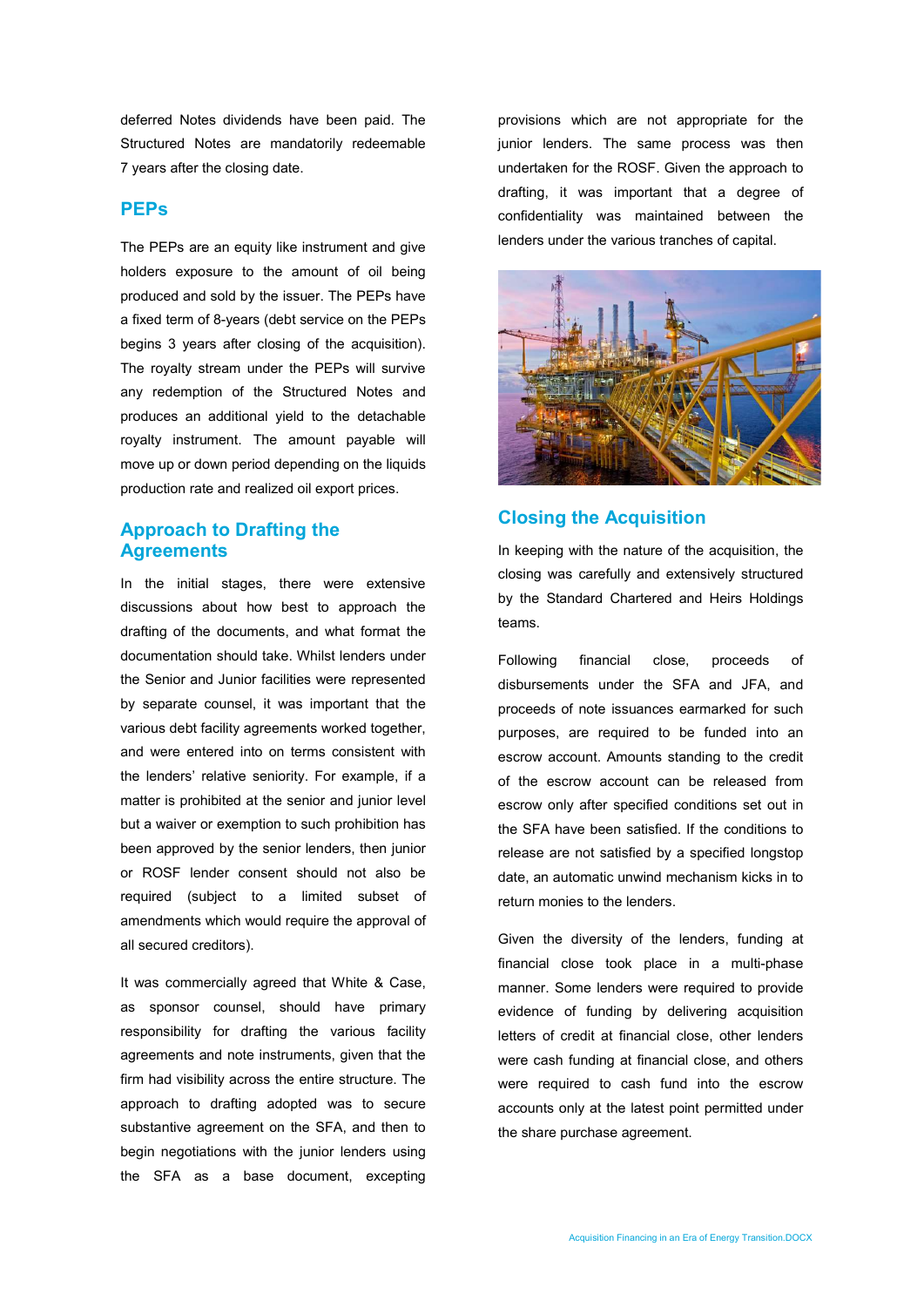deferred Notes dividends have been paid. The Structured Notes are mandatorily redeemable 7 years after the closing date.

## PEPs

The PEPs are an equity like instrument and give holders exposure to the amount of oil being produced and sold by the issuer. The PEPs have a fixed term of 8-years (debt service on the PEPs begins 3 years after closing of the acquisition). The royalty stream under the PEPs will survive any redemption of the Structured Notes and produces an additional yield to the detachable royalty instrument. The amount payable will move up or down period depending on the liquids production rate and realized oil export prices.

## Approach to Drafting the Agreements

In the initial stages, there were extensive discussions about how best to approach the drafting of the documents, and what format the documentation should take. Whilst lenders under the Senior and Junior facilities were represented by separate counsel, it was important that the various debt facility agreements worked together, and were entered into on terms consistent with the lenders' relative seniority. For example, if a matter is prohibited at the senior and junior level but a waiver or exemption to such prohibition has been approved by the senior lenders, then junior or ROSF lender consent should not also be required (subject to a limited subset of amendments which would require the approval of all secured creditors).

It was commercially agreed that White & Case, as sponsor counsel, should have primary responsibility for drafting the various facility agreements and note instruments, given that the firm had visibility across the entire structure. The approach to drafting adopted was to secure substantive agreement on the SFA, and then to begin negotiations with the junior lenders using the SFA as a base document, excepting provisions which are not appropriate for the junior lenders. The same process was then undertaken for the ROSF. Given the approach to drafting, it was important that a degree of confidentiality was maintained between the lenders under the various tranches of capital.

## Closing the Acquisition

In keeping with the nature of the acquisition, the closing was carefully and extensively structured by the Standard Chartered and Heirs Holdings teams.

Following financial close, proceeds of disbursements under the SFA and JFA, and proceeds of note issuances earmarked for such purposes, are required to be funded into an escrow account. Amounts standing to the credit of the escrow account can be released from escrow only after specified conditions set out in the SFA have been satisfied. If the conditions to release are not satisfied by a specified longstop date, an automatic unwind mechanism kicks in to return monies to the lenders.

Given the diversity of the lenders, funding at financial close took place in a multi-phase manner. Some lenders were required to provide evidence of funding by delivering acquisition letters of credit at financial close, other lenders were cash funding at financial close, and others were required to cash fund into the escrow accounts only at the latest point permitted under the share purchase agreement.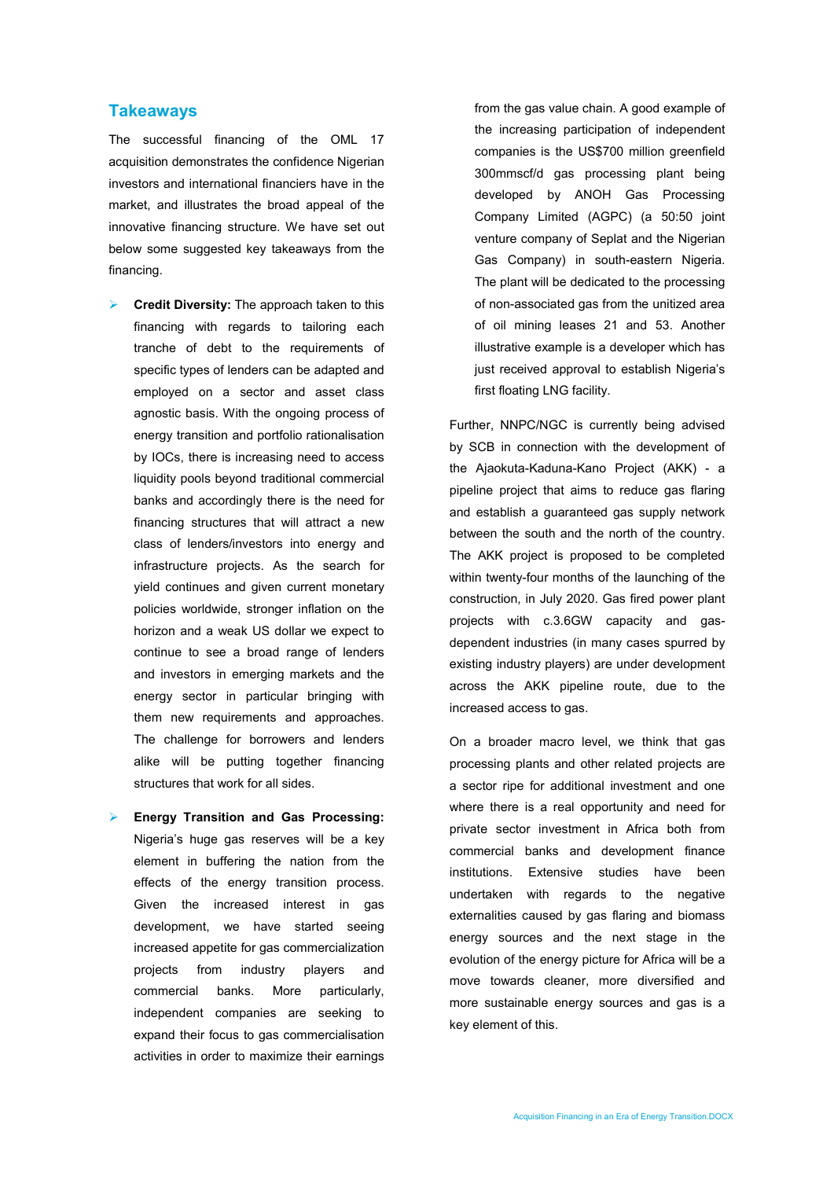## Takeaways

The successful financing of the OML 17 acquisition demonstrates the confidence Nigerian investors and international financiers have in the market, and illustrates the broad appeal of the innovative financing structure. We have set out below some suggested key takeaways from the financing.

- **Credit Diversity:** The approach taken to this financing with regards to tailoring each tranche of debt to the requirements of specific types of lenders can be adapted and employed on a sector and asset class agnostic basis. With the ongoing process of energy transition and portfolio rationalisation by IOCs, there is increasing need to access liquidity pools beyond traditional commercial banks and accordingly there is the need for financing structures that will attract a new class of lenders/investors into energy and infrastructure projects. As the search for yield continues and given current monetary policies worldwide, stronger inflation on the horizon and a weak US dollar we expect to continue to see a broad range of lenders and investors in emerging markets and the energy sector in particular bringing with them new requirements and approaches. The challenge for borrowers and lenders alike will be putting together financing structures that work for all sides.

- **Energy Transition and Gas Processing:** Nigeria's huge gas reserves will be a key element in buffering the nation from the effects of the energy transition process. Given the increased interest in gas development, we have started seeing increased appetite for gas commercialization projects from industry players and commercial banks. More particularly, independent companies are seeking to expand their focus to gas commercialisation activities in order to maximize their earnings from the gas value chain. A good example of the increasing participation of independent companies is the US$700 million greenfield 300mmscf/d gas processing plant being developed by ANOH Gas Processing Company Limited (AGPC) (a 50:50 joint venture company of Seplat and the Nigerian Gas Company) in south-eastern Nigeria. The plant will be dedicated to the processing of non-associated gas from the unitized area of oil mining leases 21 and 53. Another illustrative example is a developer which has just received approval to establish Nigeria's first floating LNG facility.

Further, NNPC/NGC is currently being advised by SCB in connection with the development of the Ajaokuta-Kaduna-Kano Project (AKK) - a pipeline project that aims to reduce gas flaring and establish a guaranteed gas supply network between the south and the north of the country. The AKK project is proposed to be completed within twenty-four months of the launching of the construction, in July 2020. Gas fired power plant projects with c.3.6GW capacity and gas-dependent industries (in many cases spurred by existing industry players) are under development across the AKK pipeline route, due to the increased access to gas.

On a broader macro level, we think that gas processing plants and other related projects are a sector ripe for additional investment and one where there is a real opportunity and need for private sector investment in Africa both from commercial banks and development finance institutions. Extensive studies have been undertaken with regards to the negative externalities caused by gas flaring and biomass energy sources and the next stage in the evolution of the energy picture for Africa will be a move towards cleaner, more diversified and more sustainable energy sources and gas is a key element of this.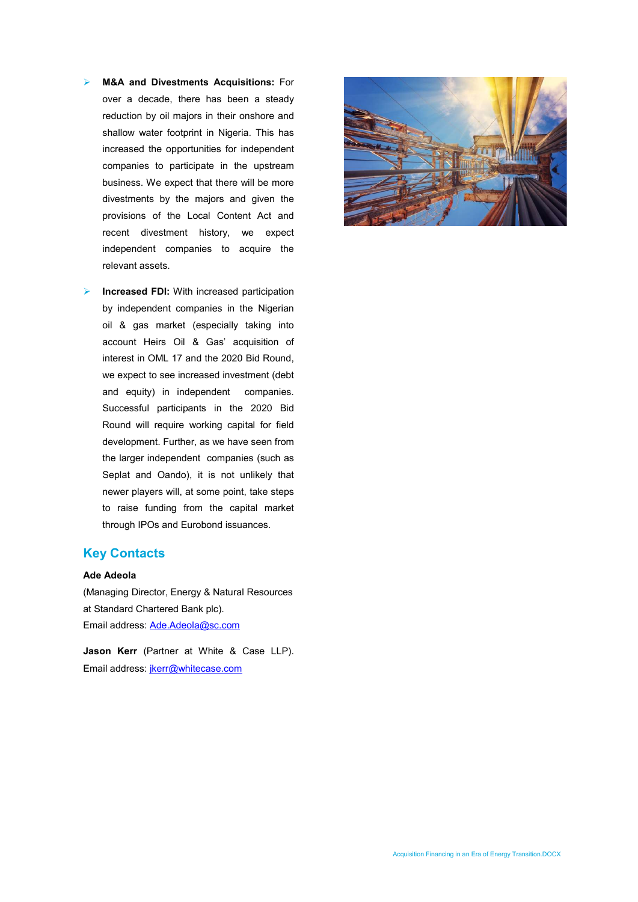- **M&A and Divestments Acquisitions:** For over a decade, there has been a steady reduction by oil majors in their onshore and shallow water footprint in Nigeria. This has increased the opportunities for independent companies to participate in the upstream business. We expect that there will be more divestments by the majors and given the provisions of the Local Content Act and recent divestment history, we expect independent companies to acquire the relevant assets.

- **Increased FDI:** With increased participation by independent companies in the Nigerian oil & gas market (especially taking into account Heirs Oil & Gas' acquisition of interest in OML 17 and the 2020 Bid Round, we expect to see increased investment (debt and equity) in independent companies. Successful participants in the 2020 Bid Round will require working capital for field development. Further, as we have seen from the larger independent companies (such as Seplat and Oando), it is not unlikely that newer players will, at some point, take steps to raise funding from the capital market through IPOs and Eurobond issuances.

## Key Contacts

**Ade Adeola**
(Managing Director, Energy & Natural Resources at Standard Chartered Bank plc).
Email address: Ade.Adeola@sc.com

**Jason Kerr** (Partner at White & Case LLP).
Email address: jkerr@whitecase.com